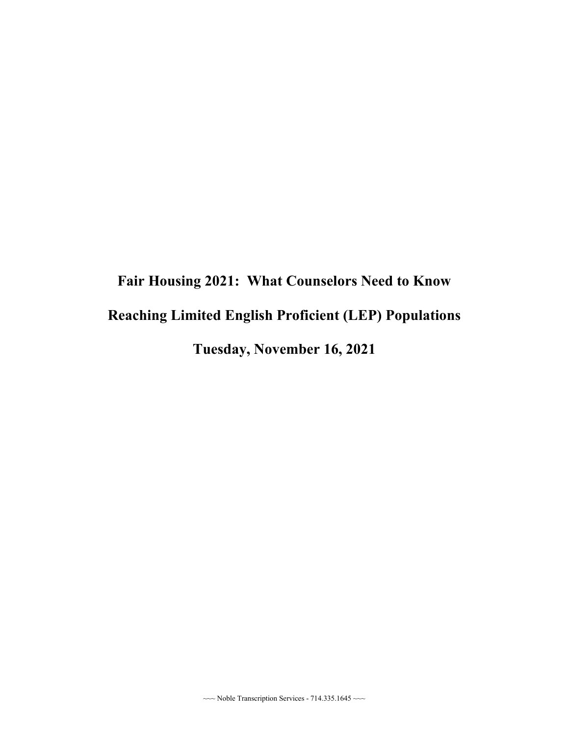# Fair Housing 2021: What Counselors Need to Know

# Reaching Limited English Proficient (LEP) Populations

# Tuesday, November 16, 2021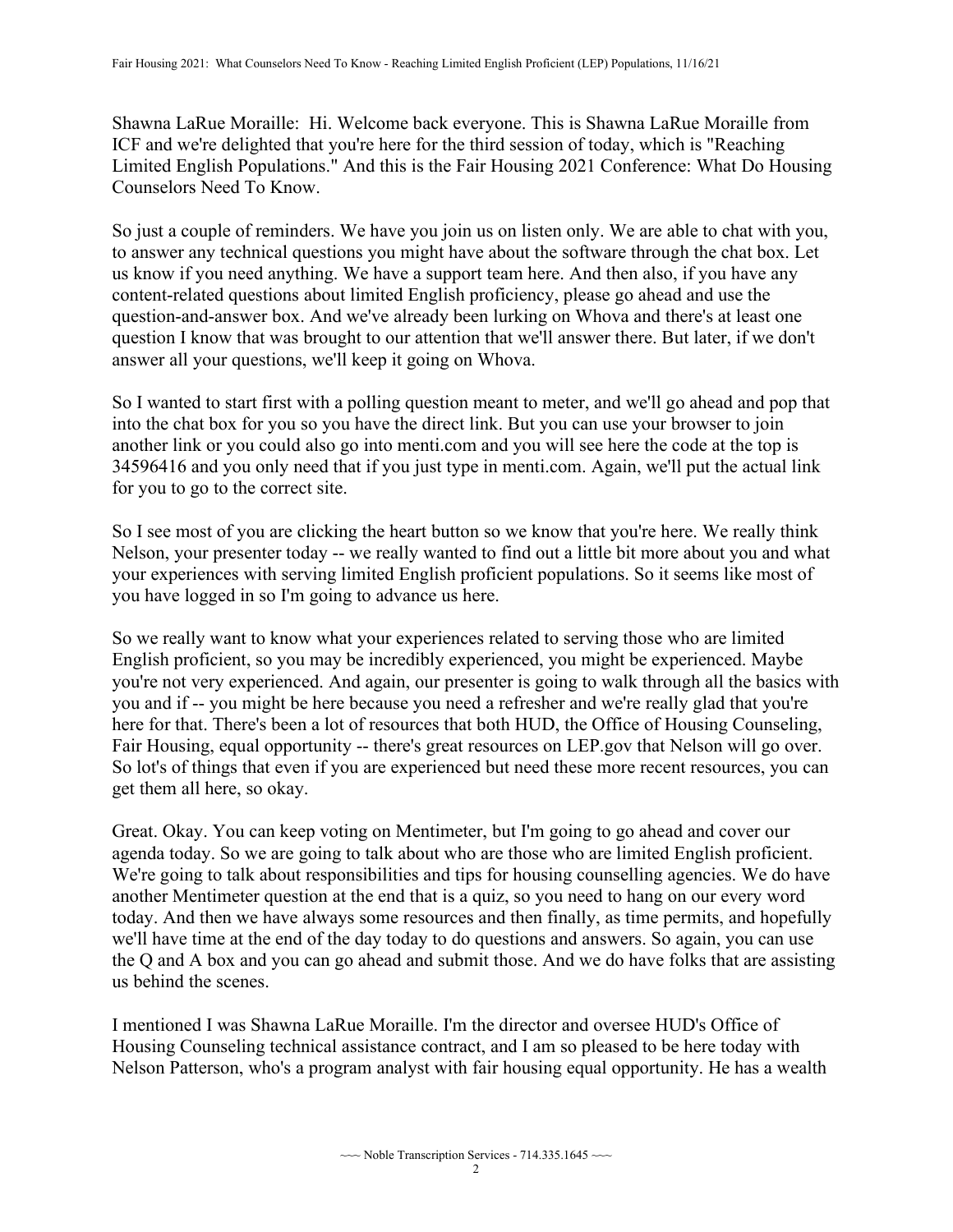Shawna LaRue Moraille: Hi. Welcome back everyone. This is Shawna LaRue Moraille from ICF and we're delighted that you're here for the third session of today, which is "Reaching Limited English Populations." And this is the Fair Housing 2021 Conference: What Do Housing Counselors Need To Know.

So just a couple of reminders. We have you join us on listen only. We are able to chat with you, to answer any technical questions you might have about the software through the chat box. Let us know if you need anything. We have a support team here. And then also, if you have any content-related questions about limited English proficiency, please go ahead and use the question-and-answer box. And we've already been lurking on Whova and there's at least one question I know that was brought to our attention that we'll answer there. But later, if we don't answer all your questions, we'll keep it going on Whova.

So I wanted to start first with a polling question meant to meter, and we'll go ahead and pop that into the chat box for you so you have the direct link. But you can use your browser to join another link or you could also go into menti.com and you will see here the code at the top is 34596416 and you only need that if you just type in menti.com. Again, we'll put the actual link for you to go to the correct site.

So I see most of you are clicking the heart button so we know that you're here. We really think Nelson, your presenter today -- we really wanted to find out a little bit more about you and what your experiences with serving limited English proficient populations. So it seems like most of you have logged in so I'm going to advance us here.

So we really want to know what your experiences related to serving those who are limited English proficient, so you may be incredibly experienced, you might be experienced. Maybe you're not very experienced. And again, our presenter is going to walk through all the basics with you and if -- you might be here because you need a refresher and we're really glad that you're here for that. There's been a lot of resources that both HUD, the Office of Housing Counseling, Fair Housing, equal opportunity -- there's great resources on LEP.gov that Nelson will go over. So lot's of things that even if you are experienced but need these more recent resources, you can get them all here, so okay.

Great. Okay. You can keep voting on Mentimeter, but I'm going to go ahead and cover our agenda today. So we are going to talk about who are those who are limited English proficient. We're going to talk about responsibilities and tips for housing counselling agencies. We do have another Mentimeter question at the end that is a quiz, so you need to hang on our every word today. And then we have always some resources and then finally, as time permits, and hopefully we'll have time at the end of the day today to do questions and answers. So again, you can use the Q and A box and you can go ahead and submit those. And we do have folks that are assisting us behind the scenes.

I mentioned I was Shawna LaRue Moraille. I'm the director and oversee HUD's Office of Housing Counseling technical assistance contract, and I am so pleased to be here today with Nelson Patterson, who's a program analyst with fair housing equal opportunity. He has a wealth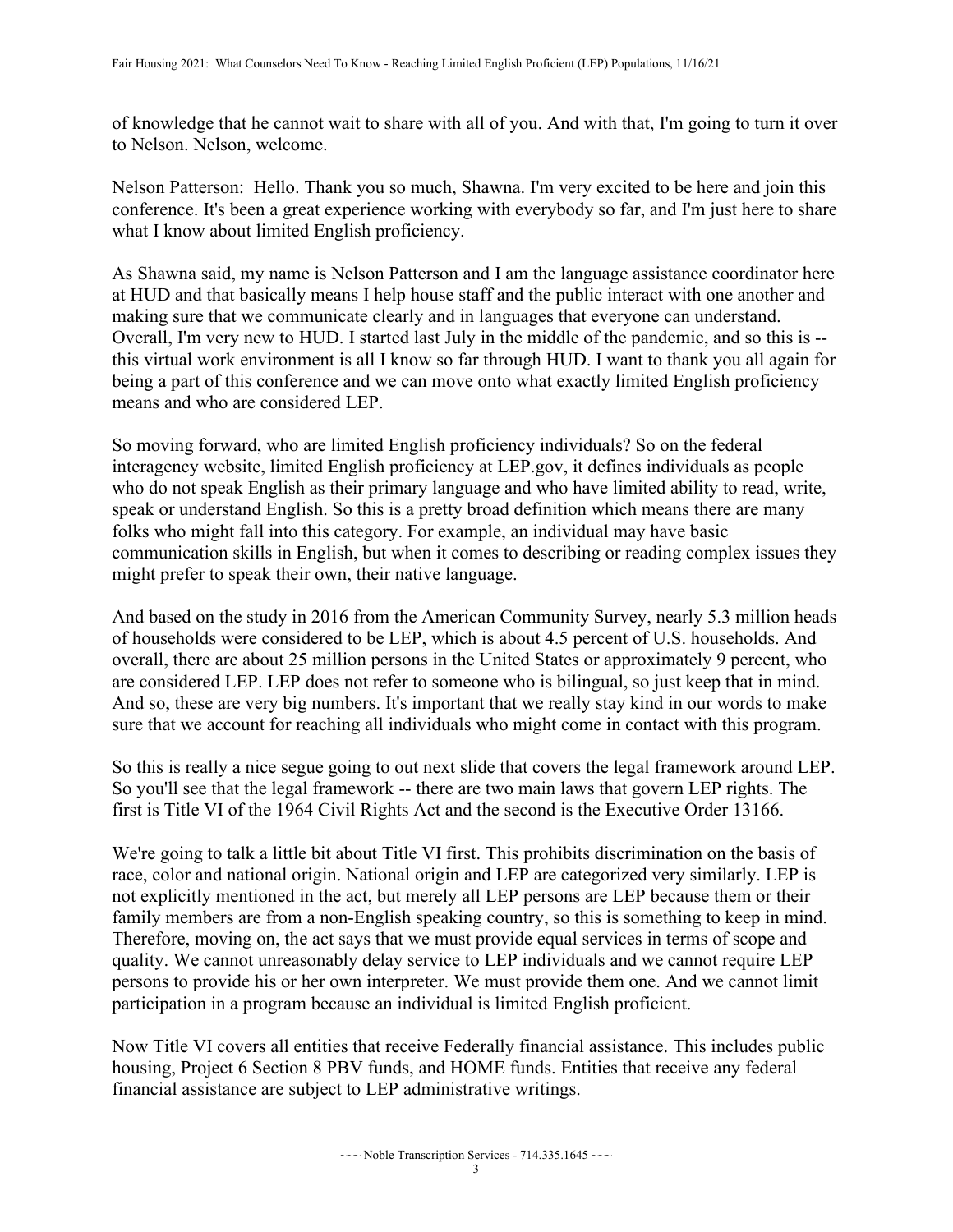of knowledge that he cannot wait to share with all of you. And with that, I'm going to turn it over to Nelson. Nelson, welcome.

Nelson Patterson: Hello. Thank you so much, Shawna. I'm very excited to be here and join this conference. It's been a great experience working with everybody so far, and I'm just here to share what I know about limited English proficiency.

As Shawna said, my name is Nelson Patterson and I am the language assistance coordinator here at HUD and that basically means I help house staff and the public interact with one another and making sure that we communicate clearly and in languages that everyone can understand. Overall, I'm very new to HUD. I started last July in the middle of the pandemic, and so this is -- this virtual work environment is all I know so far through HUD. I want to thank you all again for being a part of this conference and we can move onto what exactly limited English proficiency means and who are considered LEP.

So moving forward, who are limited English proficiency individuals? So on the federal interagency website, limited English proficiency at LEP.gov, it defines individuals as people who do not speak English as their primary language and who have limited ability to read, write, speak or understand English. So this is a pretty broad definition which means there are many folks who might fall into this category. For example, an individual may have basic communication skills in English, but when it comes to describing or reading complex issues they might prefer to speak their own, their native language.

And based on the study in 2016 from the American Community Survey, nearly 5.3 million heads of households were considered to be LEP, which is about 4.5 percent of U.S. households. And overall, there are about 25 million persons in the United States or approximately 9 percent, who are considered LEP. LEP does not refer to someone who is bilingual, so just keep that in mind. And so, these are very big numbers. It's important that we really stay kind in our words to make sure that we account for reaching all individuals who might come in contact with this program.

So this is really a nice segue going to out next slide that covers the legal framework around LEP. So you'll see that the legal framework -- there are two main laws that govern LEP rights. The first is Title VI of the 1964 Civil Rights Act and the second is the Executive Order 13166.

We're going to talk a little bit about Title VI first. This prohibits discrimination on the basis of race, color and national origin. National origin and LEP are categorized very similarly. LEP is not explicitly mentioned in the act, but merely all LEP persons are LEP because them or their family members are from a non-English speaking country, so this is something to keep in mind. Therefore, moving on, the act says that we must provide equal services in terms of scope and quality. We cannot unreasonably delay service to LEP individuals and we cannot require LEP persons to provide his or her own interpreter. We must provide them one. And we cannot limit participation in a program because an individual is limited English proficient.

Now Title VI covers all entities that receive Federally financial assistance. This includes public housing, Project 6 Section 8 PBV funds, and HOME funds. Entities that receive any federal financial assistance are subject to LEP administrative writings.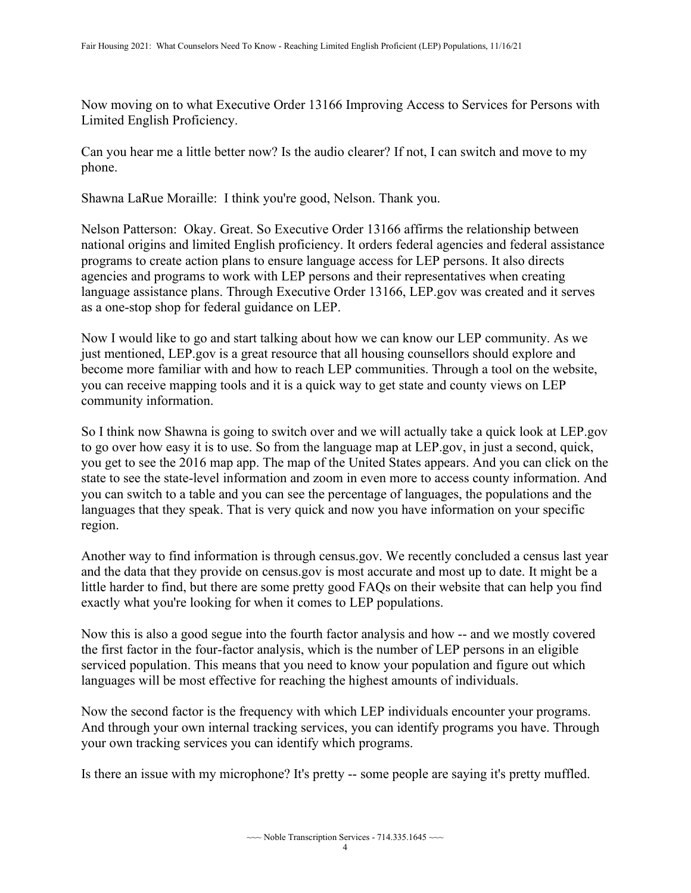Now moving on to what Executive Order 13166 Improving Access to Services for Persons with Limited English Proficiency.

Can you hear me a little better now? Is the audio clearer? If not, I can switch and move to my phone.

Shawna LaRue Moraille: I think you're good, Nelson. Thank you.

Nelson Patterson: Okay. Great. So Executive Order 13166 affirms the relationship between national origins and limited English proficiency. It orders federal agencies and federal assistance programs to create action plans to ensure language access for LEP persons. It also directs agencies and programs to work with LEP persons and their representatives when creating language assistance plans. Through Executive Order 13166, LEP.gov was created and it serves as a one-stop shop for federal guidance on LEP.

Now I would like to go and start talking about how we can know our LEP community. As we just mentioned, LEP.gov is a great resource that all housing counsellors should explore and become more familiar with and how to reach LEP communities. Through a tool on the website, you can receive mapping tools and it is a quick way to get state and county views on LEP community information.

So I think now Shawna is going to switch over and we will actually take a quick look at LEP.gov to go over how easy it is to use. So from the language map at LEP.gov, in just a second, quick, you get to see the 2016 map app. The map of the United States appears. And you can click on the state to see the state-level information and zoom in even more to access county information. And you can switch to a table and you can see the percentage of languages, the populations and the languages that they speak. That is very quick and now you have information on your specific region.

Another way to find information is through census.gov. We recently concluded a census last year and the data that they provide on census.gov is most accurate and most up to date. It might be a little harder to find, but there are some pretty good FAQs on their website that can help you find exactly what you're looking for when it comes to LEP populations.

Now this is also a good segue into the fourth factor analysis and how -- and we mostly covered the first factor in the four-factor analysis, which is the number of LEP persons in an eligible serviced population. This means that you need to know your population and figure out which languages will be most effective for reaching the highest amounts of individuals.

Now the second factor is the frequency with which LEP individuals encounter your programs. And through your own internal tracking services, you can identify programs you have. Through your own tracking services you can identify which programs.

Is there an issue with my microphone? It's pretty -- some people are saying it's pretty muffled.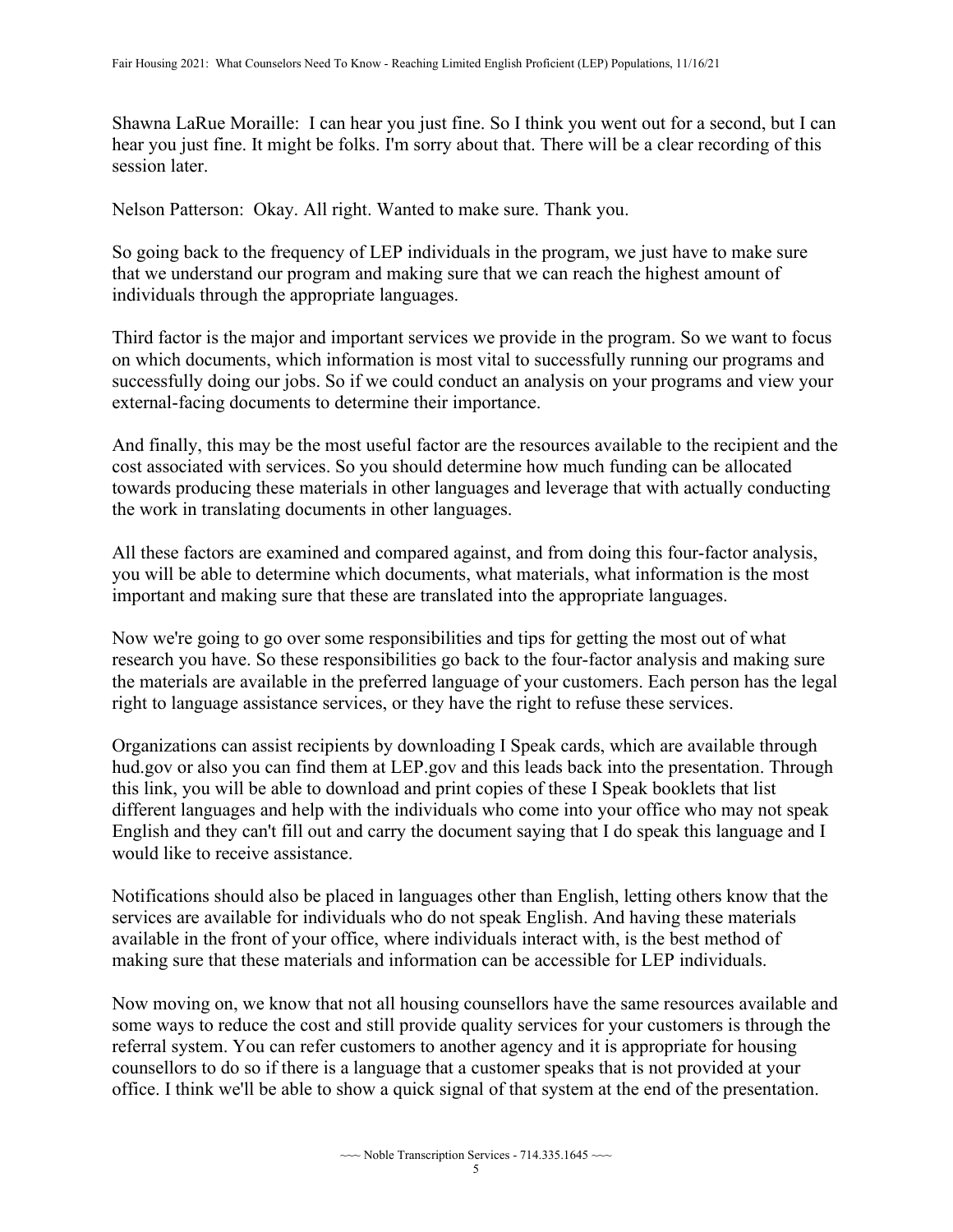Shawna LaRue Moraille: I can hear you just fine. So I think you went out for a second, but I can hear you just fine. It might be folks. I'm sorry about that. There will be a clear recording of this session later.

Nelson Patterson: Okay. All right. Wanted to make sure. Thank you.

So going back to the frequency of LEP individuals in the program, we just have to make sure that we understand our program and making sure that we can reach the highest amount of individuals through the appropriate languages.

Third factor is the major and important services we provide in the program. So we want to focus on which documents, which information is most vital to successfully running our programs and successfully doing our jobs. So if we could conduct an analysis on your programs and view your external-facing documents to determine their importance.

And finally, this may be the most useful factor are the resources available to the recipient and the cost associated with services. So you should determine how much funding can be allocated towards producing these materials in other languages and leverage that with actually conducting the work in translating documents in other languages.

All these factors are examined and compared against, and from doing this four-factor analysis, you will be able to determine which documents, what materials, what information is the most important and making sure that these are translated into the appropriate languages.

Now we're going to go over some responsibilities and tips for getting the most out of what research you have. So these responsibilities go back to the four-factor analysis and making sure the materials are available in the preferred language of your customers. Each person has the legal right to language assistance services, or they have the right to refuse these services.

Organizations can assist recipients by downloading I Speak cards, which are available through hud.gov or also you can find them at LEP.gov and this leads back into the presentation. Through this link, you will be able to download and print copies of these I Speak booklets that list different languages and help with the individuals who come into your office who may not speak English and they can't fill out and carry the document saying that I do speak this language and I would like to receive assistance.

Notifications should also be placed in languages other than English, letting others know that the services are available for individuals who do not speak English. And having these materials available in the front of your office, where individuals interact with, is the best method of making sure that these materials and information can be accessible for LEP individuals.

Now moving on, we know that not all housing counsellors have the same resources available and some ways to reduce the cost and still provide quality services for your customers is through the referral system. You can refer customers to another agency and it is appropriate for housing counsellors to do so if there is a language that a customer speaks that is not provided at your office. I think we'll be able to show a quick signal of that system at the end of the presentation.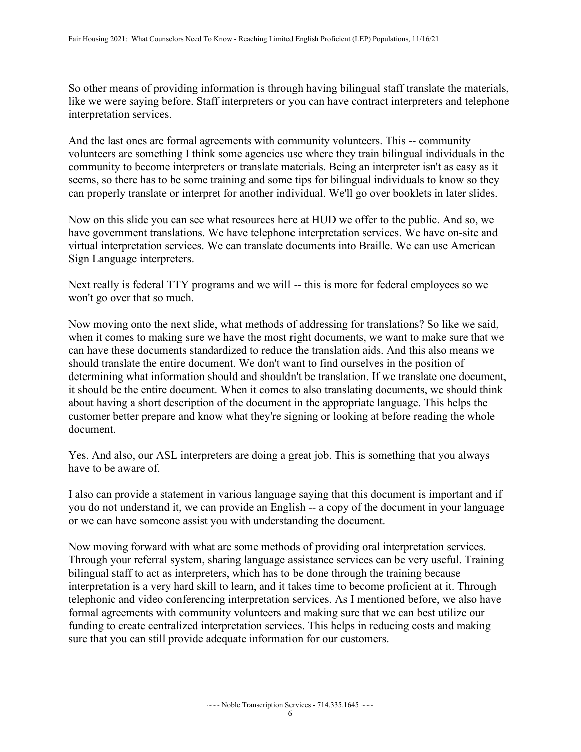So other means of providing information is through having bilingual staff translate the materials, like we were saying before. Staff interpreters or you can have contract interpreters and telephone interpretation services.

And the last ones are formal agreements with community volunteers. This -- community volunteers are something I think some agencies use where they train bilingual individuals in the community to become interpreters or translate materials. Being an interpreter isn't as easy as it seems, so there has to be some training and some tips for bilingual individuals to know so they can properly translate or interpret for another individual. We'll go over booklets in later slides.

Now on this slide you can see what resources here at HUD we offer to the public. And so, we have government translations. We have telephone interpretation services. We have on-site and virtual interpretation services. We can translate documents into Braille. We can use American Sign Language interpreters.

Next really is federal TTY programs and we will -- this is more for federal employees so we won't go over that so much.

Now moving onto the next slide, what methods of addressing for translations? So like we said, when it comes to making sure we have the most right documents, we want to make sure that we can have these documents standardized to reduce the translation aids. And this also means we should translate the entire document. We don't want to find ourselves in the position of determining what information should and shouldn't be translation. If we translate one document, it should be the entire document. When it comes to also translating documents, we should think about having a short description of the document in the appropriate language. This helps the customer better prepare and know what they're signing or looking at before reading the whole document.

Yes. And also, our ASL interpreters are doing a great job. This is something that you always have to be aware of.

I also can provide a statement in various language saying that this document is important and if you do not understand it, we can provide an English -- a copy of the document in your language or we can have someone assist you with understanding the document.

Now moving forward with what are some methods of providing oral interpretation services. Through your referral system, sharing language assistance services can be very useful. Training bilingual staff to act as interpreters, which has to be done through the training because interpretation is a very hard skill to learn, and it takes time to become proficient at it. Through telephonic and video conferencing interpretation services. As I mentioned before, we also have formal agreements with community volunteers and making sure that we can best utilize our funding to create centralized interpretation services. This helps in reducing costs and making sure that you can still provide adequate information for our customers.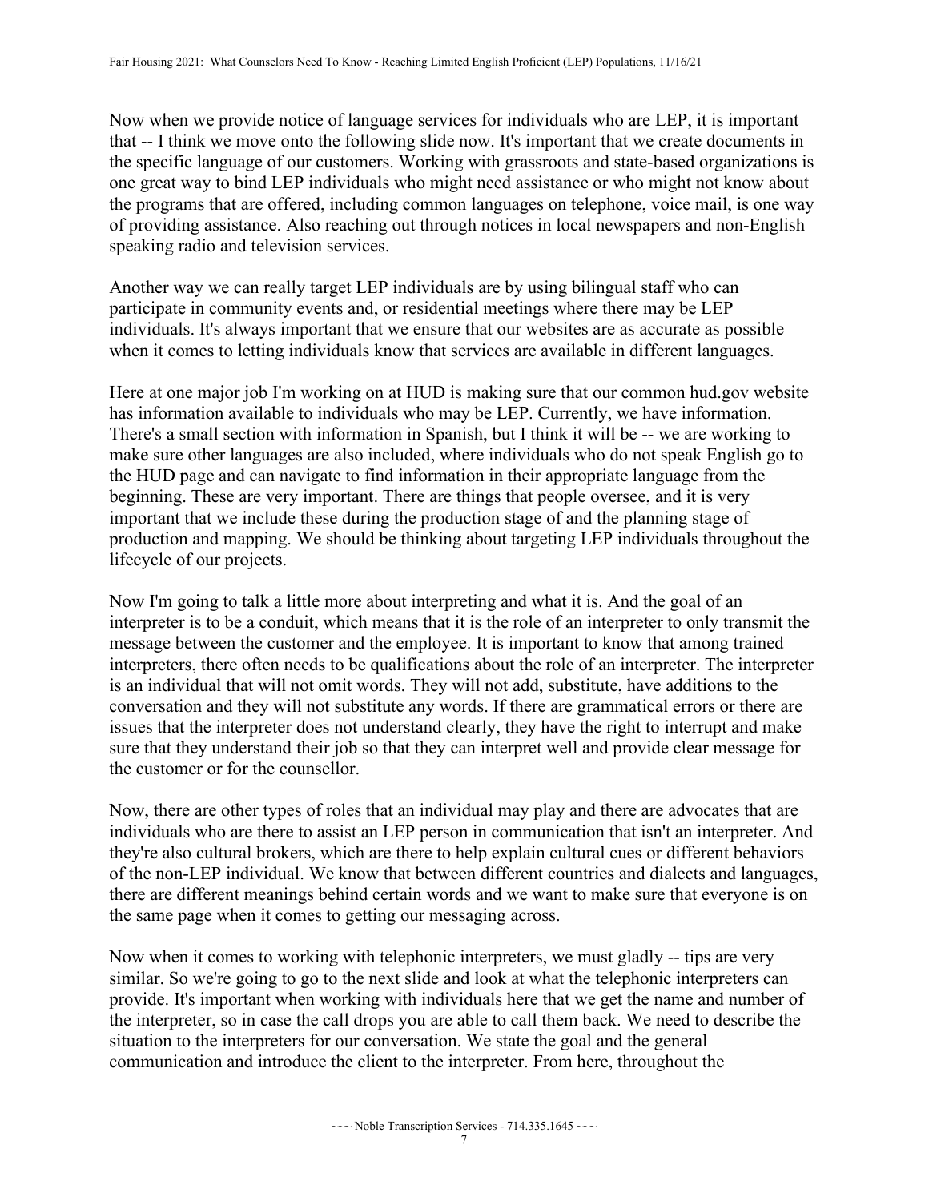Now when we provide notice of language services for individuals who are LEP, it is important that -- I think we move onto the following slide now. It's important that we create documents in the specific language of our customers. Working with grassroots and state-based organizations is one great way to bind LEP individuals who might need assistance or who might not know about the programs that are offered, including common languages on telephone, voice mail, is one way of providing assistance. Also reaching out through notices in local newspapers and non-English speaking radio and television services.

Another way we can really target LEP individuals are by using bilingual staff who can participate in community events and, or residential meetings where there may be LEP individuals. It's always important that we ensure that our websites are as accurate as possible when it comes to letting individuals know that services are available in different languages.

Here at one major job I'm working on at HUD is making sure that our common hud.gov website has information available to individuals who may be LEP. Currently, we have information. There's a small section with information in Spanish, but I think it will be -- we are working to make sure other languages are also included, where individuals who do not speak English go to the HUD page and can navigate to find information in their appropriate language from the beginning. These are very important. There are things that people oversee, and it is very important that we include these during the production stage of and the planning stage of production and mapping. We should be thinking about targeting LEP individuals throughout the lifecycle of our projects.

Now I'm going to talk a little more about interpreting and what it is. And the goal of an interpreter is to be a conduit, which means that it is the role of an interpreter to only transmit the message between the customer and the employee. It is important to know that among trained interpreters, there often needs to be qualifications about the role of an interpreter. The interpreter is an individual that will not omit words. They will not add, substitute, have additions to the conversation and they will not substitute any words. If there are grammatical errors or there are issues that the interpreter does not understand clearly, they have the right to interrupt and make sure that they understand their job so that they can interpret well and provide clear message for the customer or for the counsellor.

Now, there are other types of roles that an individual may play and there are advocates that are individuals who are there to assist an LEP person in communication that isn't an interpreter. And they're also cultural brokers, which are there to help explain cultural cues or different behaviors of the non-LEP individual. We know that between different countries and dialects and languages, there are different meanings behind certain words and we want to make sure that everyone is on the same page when it comes to getting our messaging across.

Now when it comes to working with telephonic interpreters, we must gladly -- tips are very similar. So we're going to go to the next slide and look at what the telephonic interpreters can provide. It's important when working with individuals here that we get the name and number of the interpreter, so in case the call drops you are able to call them back. We need to describe the situation to the interpreters for our conversation. We state the goal and the general communication and introduce the client to the interpreter. From here, throughout the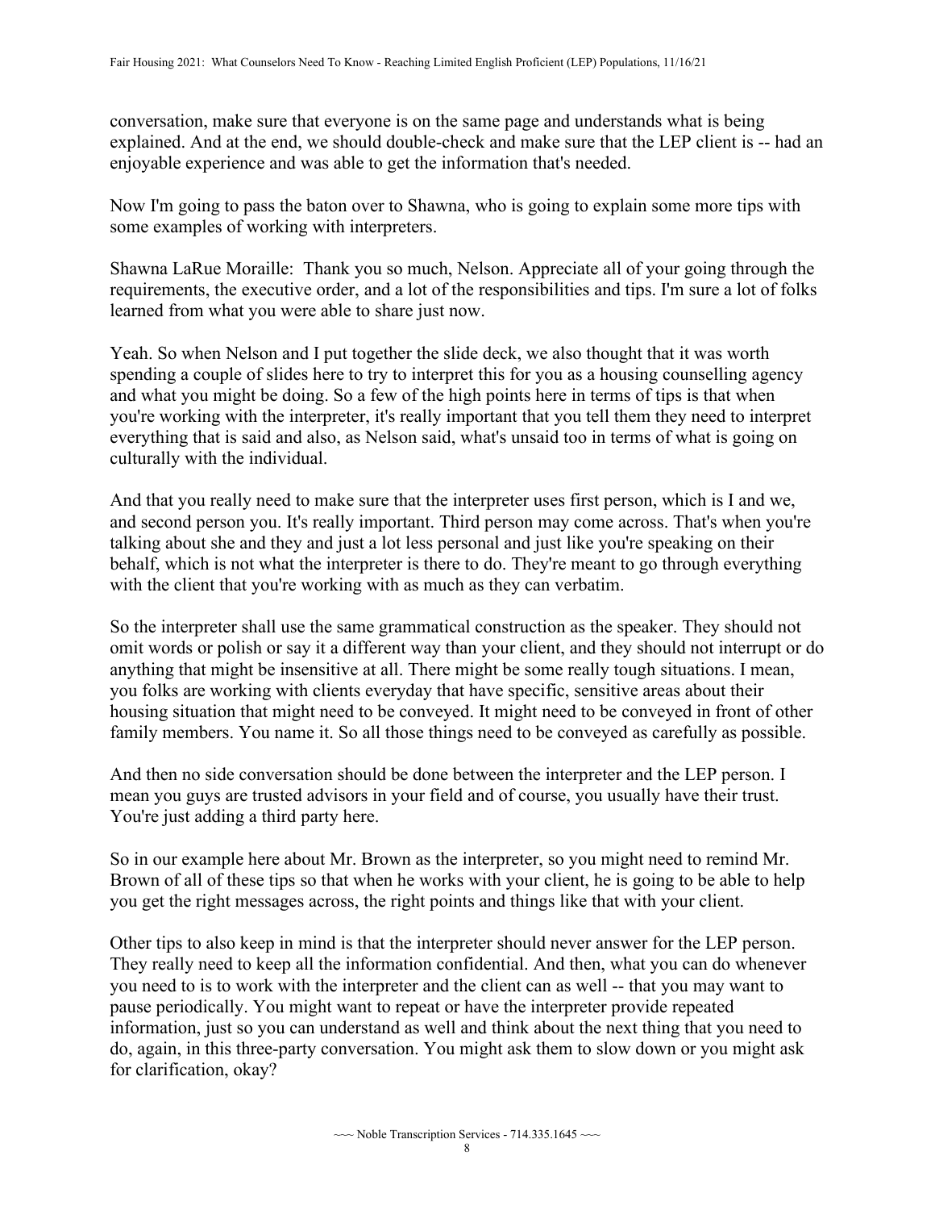conversation, make sure that everyone is on the same page and understands what is being explained. And at the end, we should double-check and make sure that the LEP client is -- had an enjoyable experience and was able to get the information that's needed.

Now I'm going to pass the baton over to Shawna, who is going to explain some more tips with some examples of working with interpreters.

Shawna LaRue Moraille: Thank you so much, Nelson. Appreciate all of your going through the requirements, the executive order, and a lot of the responsibilities and tips. I'm sure a lot of folks learned from what you were able to share just now.

Yeah. So when Nelson and I put together the slide deck, we also thought that it was worth spending a couple of slides here to try to interpret this for you as a housing counselling agency and what you might be doing. So a few of the high points here in terms of tips is that when you're working with the interpreter, it's really important that you tell them they need to interpret everything that is said and also, as Nelson said, what's unsaid too in terms of what is going on culturally with the individual.

And that you really need to make sure that the interpreter uses first person, which is I and we, and second person you. It's really important. Third person may come across. That's when you're talking about she and they and just a lot less personal and just like you're speaking on their behalf, which is not what the interpreter is there to do. They're meant to go through everything with the client that you're working with as much as they can verbatim.

So the interpreter shall use the same grammatical construction as the speaker. They should not omit words or polish or say it a different way than your client, and they should not interrupt or do anything that might be insensitive at all. There might be some really tough situations. I mean, you folks are working with clients everyday that have specific, sensitive areas about their housing situation that might need to be conveyed. It might need to be conveyed in front of other family members. You name it. So all those things need to be conveyed as carefully as possible.

And then no side conversation should be done between the interpreter and the LEP person. I mean you guys are trusted advisors in your field and of course, you usually have their trust. You're just adding a third party here.

So in our example here about Mr. Brown as the interpreter, so you might need to remind Mr. Brown of all of these tips so that when he works with your client, he is going to be able to help you get the right messages across, the right points and things like that with your client.

Other tips to also keep in mind is that the interpreter should never answer for the LEP person. They really need to keep all the information confidential. And then, what you can do whenever you need to is to work with the interpreter and the client can as well -- that you may want to pause periodically. You might want to repeat or have the interpreter provide repeated information, just so you can understand as well and think about the next thing that you need to do, again, in this three-party conversation. You might ask them to slow down or you might ask for clarification, okay?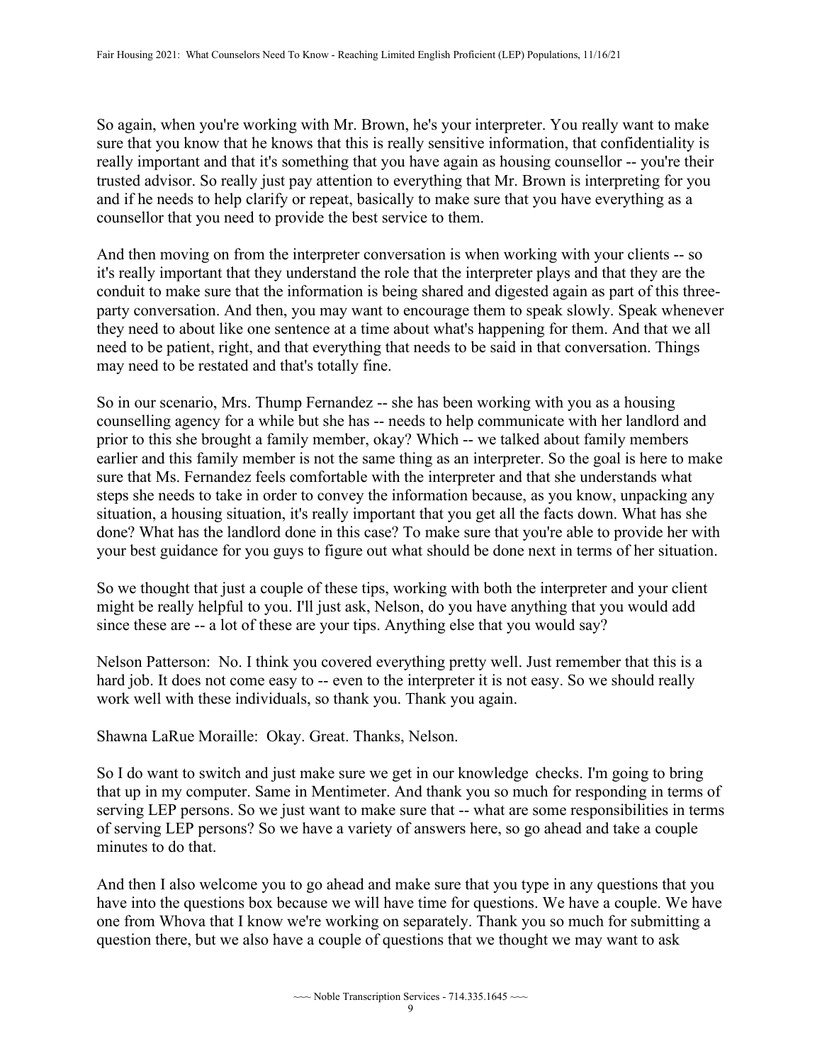So again, when you're working with Mr. Brown, he's your interpreter. You really want to make sure that you know that he knows that this is really sensitive information, that confidentiality is really important and that it's something that you have again as housing counsellor -- you're their trusted advisor. So really just pay attention to everything that Mr. Brown is interpreting for you and if he needs to help clarify or repeat, basically to make sure that you have everything as a counsellor that you need to provide the best service to them.

And then moving on from the interpreter conversation is when working with your clients -- so it's really important that they understand the role that the interpreter plays and that they are the conduit to make sure that the information is being shared and digested again as part of this three-party conversation. And then, you may want to encourage them to speak slowly. Speak whenever they need to about like one sentence at a time about what's happening for them. And that we all need to be patient, right, and that everything that needs to be said in that conversation. Things may need to be restated and that's totally fine.

So in our scenario, Mrs. Thump Fernandez -- she has been working with you as a housing counselling agency for a while but she has -- needs to help communicate with her landlord and prior to this she brought a family member, okay? Which -- we talked about family members earlier and this family member is not the same thing as an interpreter. So the goal is here to make sure that Ms. Fernandez feels comfortable with the interpreter and that she understands what steps she needs to take in order to convey the information because, as you know, unpacking any situation, a housing situation, it's really important that you get all the facts down. What has she done? What has the landlord done in this case? To make sure that you're able to provide her with your best guidance for you guys to figure out what should be done next in terms of her situation.

So we thought that just a couple of these tips, working with both the interpreter and your client might be really helpful to you. I'll just ask, Nelson, do you have anything that you would add since these are -- a lot of these are your tips. Anything else that you would say?

Nelson Patterson: No. I think you covered everything pretty well. Just remember that this is a hard job. It does not come easy to -- even to the interpreter it is not easy. So we should really work well with these individuals, so thank you. Thank you again.

Shawna LaRue Moraille: Okay. Great. Thanks, Nelson.

So I do want to switch and just make sure we get in our knowledge checks. I'm going to bring that up in my computer. Same in Mentimeter. And thank you so much for responding in terms of serving LEP persons. So we just want to make sure that -- what are some responsibilities in terms of serving LEP persons? So we have a variety of answers here, so go ahead and take a couple minutes to do that.

And then I also welcome you to go ahead and make sure that you type in any questions that you have into the questions box because we will have time for questions. We have a couple. We have one from Whova that I know we're working on separately. Thank you so much for submitting a question there, but we also have a couple of questions that we thought we may want to ask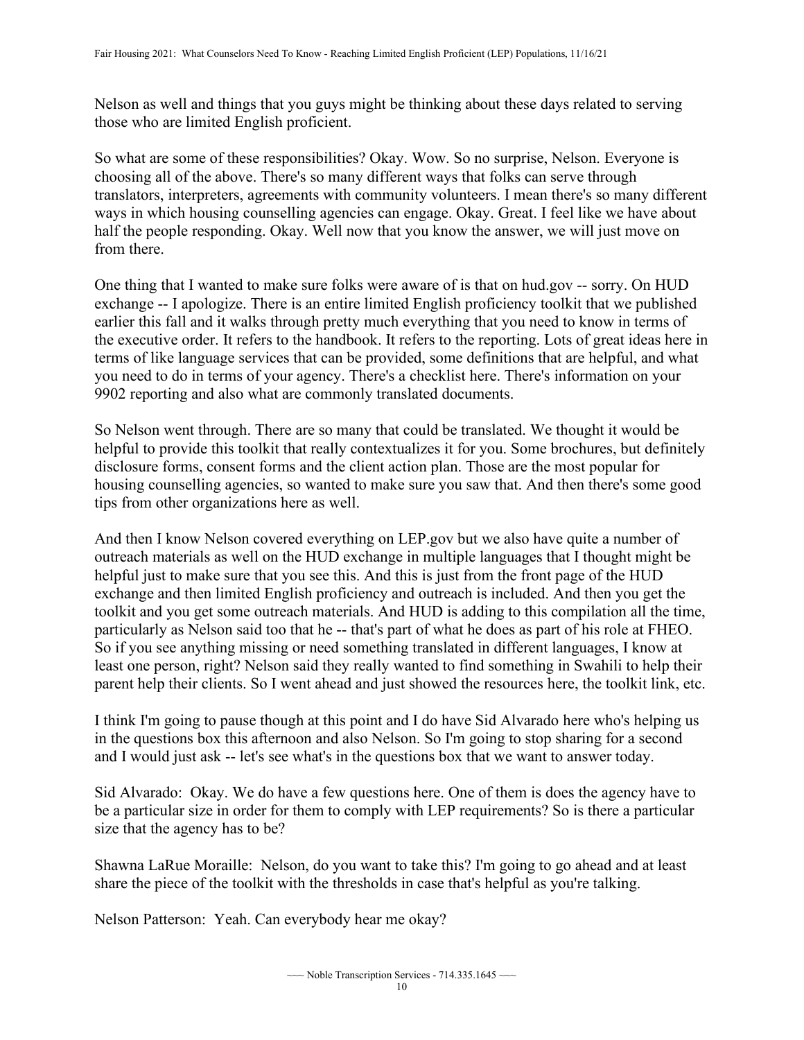Nelson as well and things that you guys might be thinking about these days related to serving those who are limited English proficient.

So what are some of these responsibilities? Okay. Wow. So no surprise, Nelson. Everyone is choosing all of the above. There's so many different ways that folks can serve through translators, interpreters, agreements with community volunteers. I mean there's so many different ways in which housing counselling agencies can engage. Okay. Great. I feel like we have about half the people responding. Okay. Well now that you know the answer, we will just move on from there.

One thing that I wanted to make sure folks were aware of is that on hud.gov -- sorry. On HUD exchange -- I apologize. There is an entire limited English proficiency toolkit that we published earlier this fall and it walks through pretty much everything that you need to know in terms of the executive order. It refers to the handbook. It refers to the reporting. Lots of great ideas here in terms of like language services that can be provided, some definitions that are helpful, and what you need to do in terms of your agency. There's a checklist here. There's information on your 9902 reporting and also what are commonly translated documents.

So Nelson went through. There are so many that could be translated. We thought it would be helpful to provide this toolkit that really contextualizes it for you. Some brochures, but definitely disclosure forms, consent forms and the client action plan. Those are the most popular for housing counselling agencies, so wanted to make sure you saw that. And then there's some good tips from other organizations here as well.

And then I know Nelson covered everything on LEP.gov but we also have quite a number of outreach materials as well on the HUD exchange in multiple languages that I thought might be helpful just to make sure that you see this. And this is just from the front page of the HUD exchange and then limited English proficiency and outreach is included. And then you get the toolkit and you get some outreach materials. And HUD is adding to this compilation all the time, particularly as Nelson said too that he -- that's part of what he does as part of his role at FHEO. So if you see anything missing or need something translated in different languages, I know at least one person, right? Nelson said they really wanted to find something in Swahili to help their parent help their clients. So I went ahead and just showed the resources here, the toolkit link, etc.

I think I'm going to pause though at this point and I do have Sid Alvarado here who's helping us in the questions box this afternoon and also Nelson. So I'm going to stop sharing for a second and I would just ask -- let's see what's in the questions box that we want to answer today.

Sid Alvarado: Okay. We do have a few questions here. One of them is does the agency have to be a particular size in order for them to comply with LEP requirements? So is there a particular size that the agency has to be?

Shawna LaRue Moraille: Nelson, do you want to take this? I'm going to go ahead and at least share the piece of the toolkit with the thresholds in case that's helpful as you're talking.

Nelson Patterson: Yeah. Can everybody hear me okay?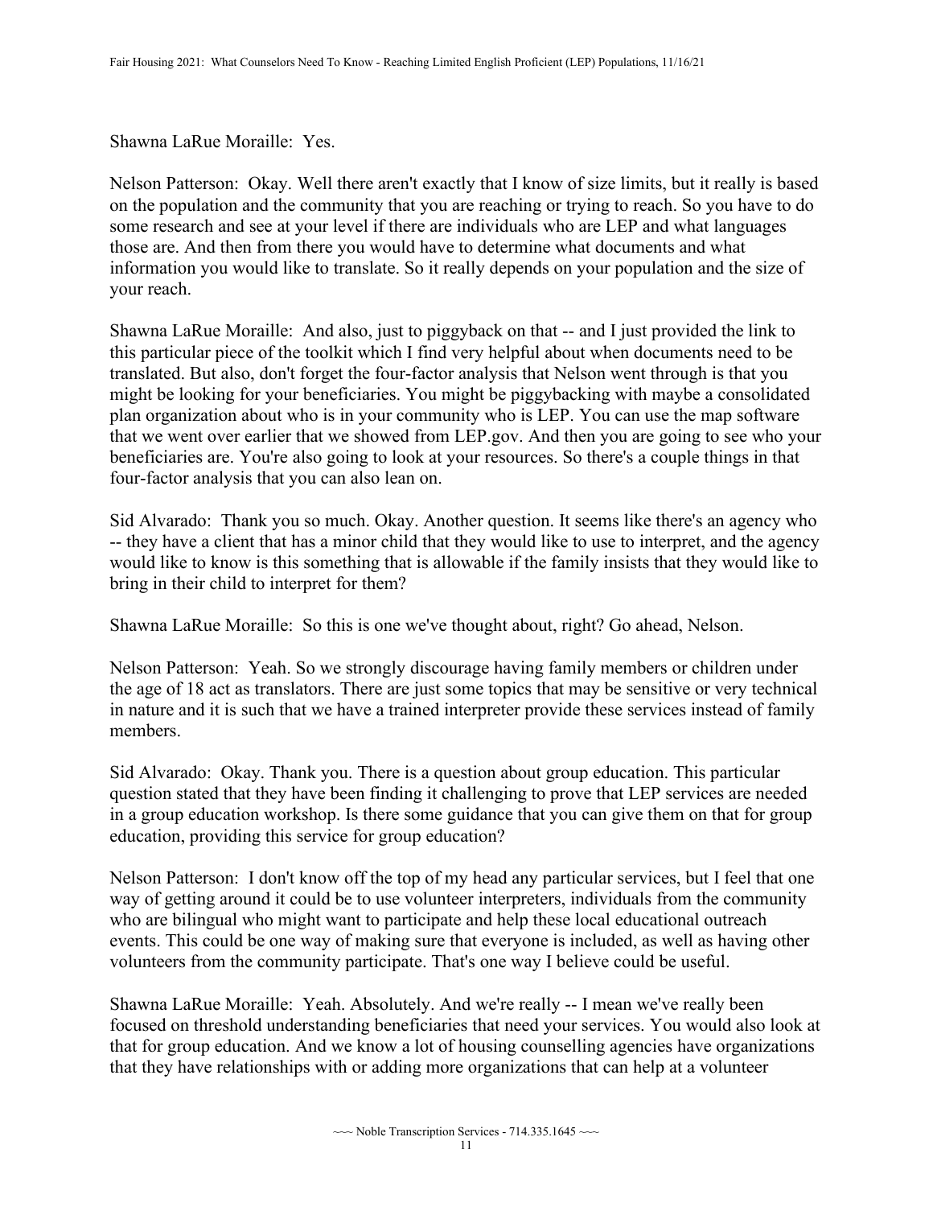Shawna LaRue Moraille: Yes.

Nelson Patterson: Okay. Well there aren't exactly that I know of size limits, but it really is based on the population and the community that you are reaching or trying to reach. So you have to do some research and see at your level if there are individuals who are LEP and what languages those are. And then from there you would have to determine what documents and what information you would like to translate. So it really depends on your population and the size of your reach.

Shawna LaRue Moraille: And also, just to piggyback on that -- and I just provided the link to this particular piece of the toolkit which I find very helpful about when documents need to be translated. But also, don't forget the four-factor analysis that Nelson went through is that you might be looking for your beneficiaries. You might be piggybacking with maybe a consolidated plan organization about who is in your community who is LEP. You can use the map software that we went over earlier that we showed from LEP.gov. And then you are going to see who your beneficiaries are. You're also going to look at your resources. So there's a couple things in that four-factor analysis that you can also lean on.

Sid Alvarado: Thank you so much. Okay. Another question. It seems like there's an agency who -- they have a client that has a minor child that they would like to use to interpret, and the agency would like to know is this something that is allowable if the family insists that they would like to bring in their child to interpret for them?

Shawna LaRue Moraille: So this is one we've thought about, right? Go ahead, Nelson.

Nelson Patterson: Yeah. So we strongly discourage having family members or children under the age of 18 act as translators. There are just some topics that may be sensitive or very technical in nature and it is such that we have a trained interpreter provide these services instead of family members.

Sid Alvarado: Okay. Thank you. There is a question about group education. This particular question stated that they have been finding it challenging to prove that LEP services are needed in a group education workshop. Is there some guidance that you can give them on that for group education, providing this service for group education?

Nelson Patterson: I don't know off the top of my head any particular services, but I feel that one way of getting around it could be to use volunteer interpreters, individuals from the community who are bilingual who might want to participate and help these local educational outreach events. This could be one way of making sure that everyone is included, as well as having other volunteers from the community participate. That's one way I believe could be useful.

Shawna LaRue Moraille: Yeah. Absolutely. And we're really -- I mean we've really been focused on threshold understanding beneficiaries that need your services. You would also look at that for group education. And we know a lot of housing counselling agencies have organizations that they have relationships with or adding more organizations that can help at a volunteer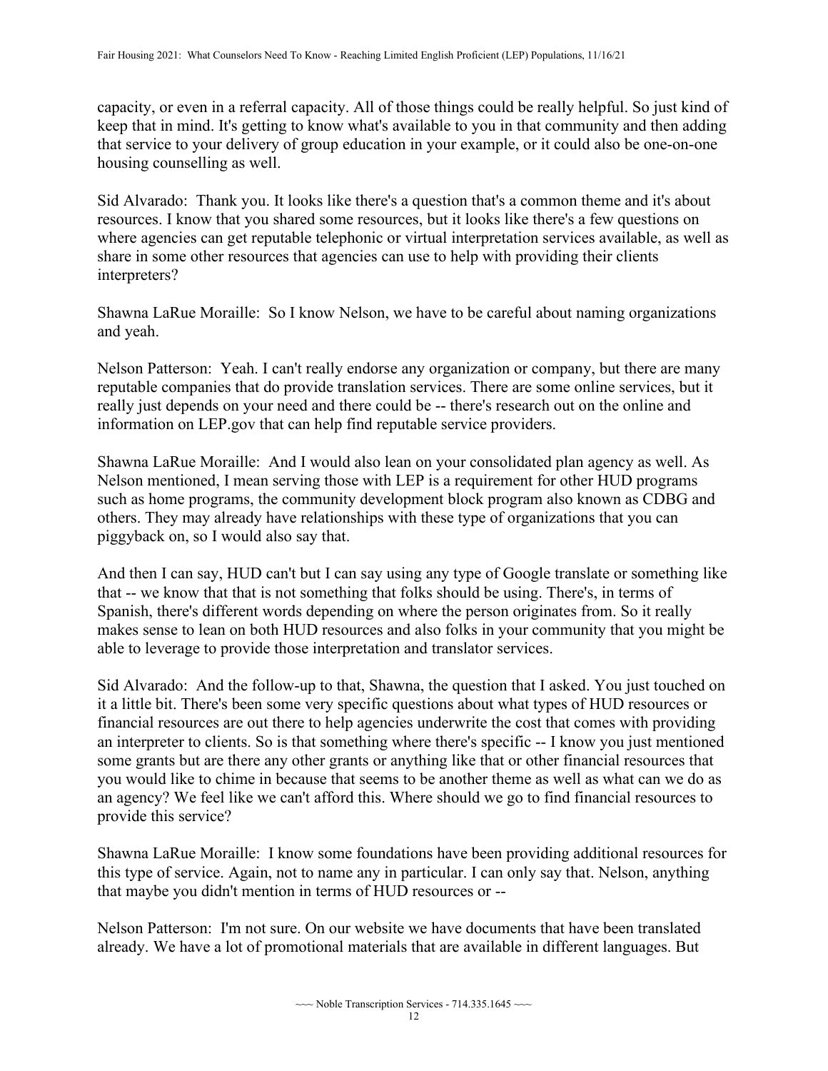capacity, or even in a referral capacity. All of those things could be really helpful. So just kind of keep that in mind. It's getting to know what's available to you in that community and then adding that service to your delivery of group education in your example, or it could also be one-on-one housing counselling as well.

Sid Alvarado: Thank you. It looks like there's a question that's a common theme and it's about resources. I know that you shared some resources, but it looks like there's a few questions on where agencies can get reputable telephonic or virtual interpretation services available, as well as share in some other resources that agencies can use to help with providing their clients interpreters?

Shawna LaRue Moraille: So I know Nelson, we have to be careful about naming organizations and yeah.

Nelson Patterson: Yeah. I can't really endorse any organization or company, but there are many reputable companies that do provide translation services. There are some online services, but it really just depends on your need and there could be -- there's research out on the online and information on LEP.gov that can help find reputable service providers.

Shawna LaRue Moraille: And I would also lean on your consolidated plan agency as well. As Nelson mentioned, I mean serving those with LEP is a requirement for other HUD programs such as home programs, the community development block program also known as CDBG and others. They may already have relationships with these type of organizations that you can piggyback on, so I would also say that.

And then I can say, HUD can't but I can say using any type of Google translate or something like that -- we know that that is not something that folks should be using. There's, in terms of Spanish, there's different words depending on where the person originates from. So it really makes sense to lean on both HUD resources and also folks in your community that you might be able to leverage to provide those interpretation and translator services.

Sid Alvarado: And the follow-up to that, Shawna, the question that I asked. You just touched on it a little bit. There's been some very specific questions about what types of HUD resources or financial resources are out there to help agencies underwrite the cost that comes with providing an interpreter to clients. So is that something where there's specific -- I know you just mentioned some grants but are there any other grants or anything like that or other financial resources that you would like to chime in because that seems to be another theme as well as what can we do as an agency? We feel like we can't afford this. Where should we go to find financial resources to provide this service?

Shawna LaRue Moraille: I know some foundations have been providing additional resources for this type of service. Again, not to name any in particular. I can only say that. Nelson, anything that maybe you didn't mention in terms of HUD resources or --

Nelson Patterson: I'm not sure. On our website we have documents that have been translated already. We have a lot of promotional materials that are available in different languages. But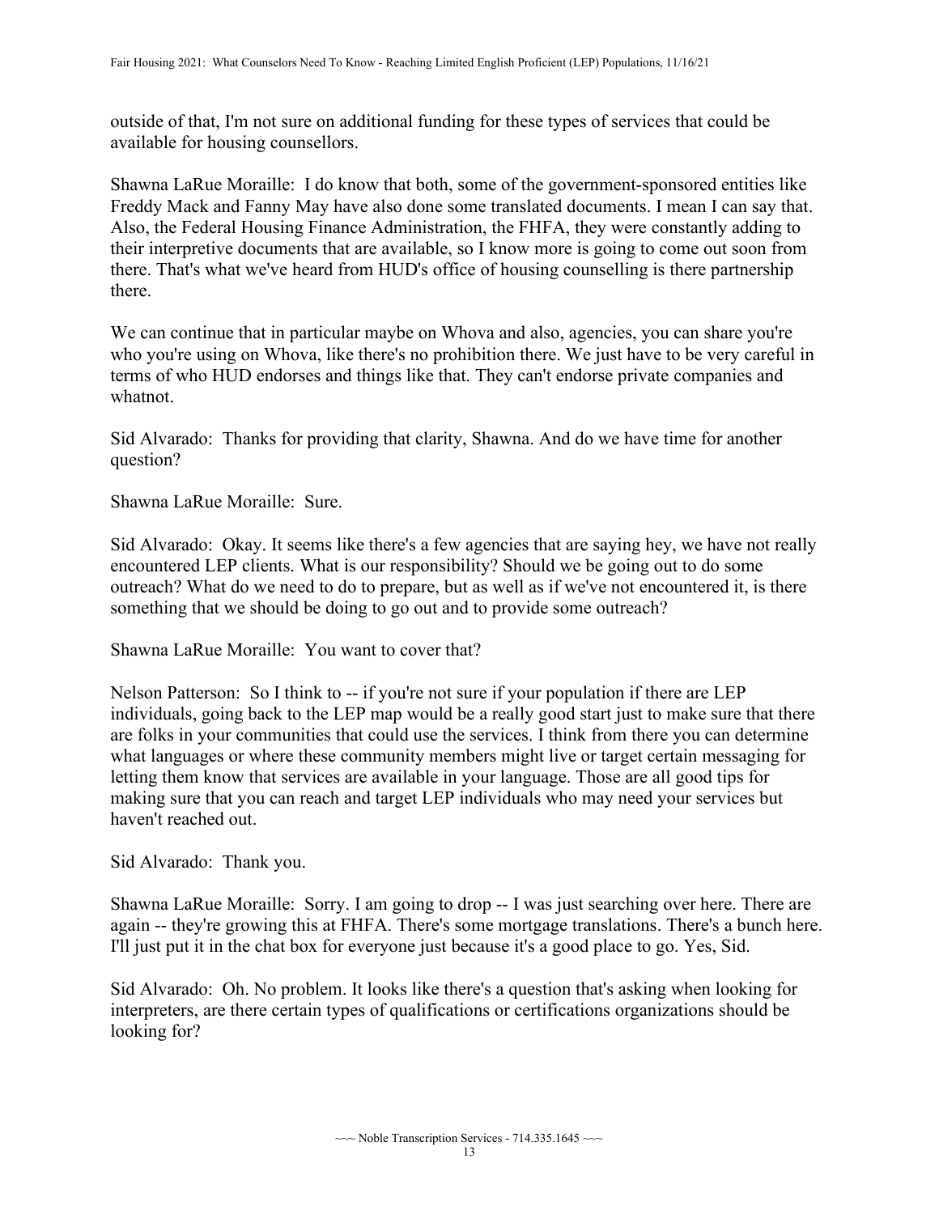outside of that, I'm not sure on additional funding for these types of services that could be available for housing counsellors.

Shawna LaRue Moraille: I do know that both, some of the government-sponsored entities like Freddy Mack and Fanny May have also done some translated documents. I mean I can say that. Also, the Federal Housing Finance Administration, the FHFA, they were constantly adding to their interpretive documents that are available, so I know more is going to come out soon from there. That's what we've heard from HUD's office of housing counselling is there partnership there.

We can continue that in particular maybe on Whova and also, agencies, you can share you're who you're using on Whova, like there's no prohibition there. We just have to be very careful in terms of who HUD endorses and things like that. They can't endorse private companies and whatnot.

Sid Alvarado: Thanks for providing that clarity, Shawna. And do we have time for another question?

Shawna LaRue Moraille: Sure.

Sid Alvarado: Okay. It seems like there's a few agencies that are saying hey, we have not really encountered LEP clients. What is our responsibility? Should we be going out to do some outreach? What do we need to do to prepare, but as well as if we've not encountered it, is there something that we should be doing to go out and to provide some outreach?

Shawna LaRue Moraille: You want to cover that?

Nelson Patterson: So I think to -- if you're not sure if your population if there are LEP individuals, going back to the LEP map would be a really good start just to make sure that there are folks in your communities that could use the services. I think from there you can determine what languages or where these community members might live or target certain messaging for letting them know that services are available in your language. Those are all good tips for making sure that you can reach and target LEP individuals who may need your services but haven't reached out.

Sid Alvarado: Thank you.

Shawna LaRue Moraille: Sorry. I am going to drop -- I was just searching over here. There are again -- they're growing this at FHFA. There's some mortgage translations. There's a bunch here. I'll just put it in the chat box for everyone just because it's a good place to go. Yes, Sid.

Sid Alvarado: Oh. No problem. It looks like there's a question that's asking when looking for interpreters, are there certain types of qualifications or certifications organizations should be looking for?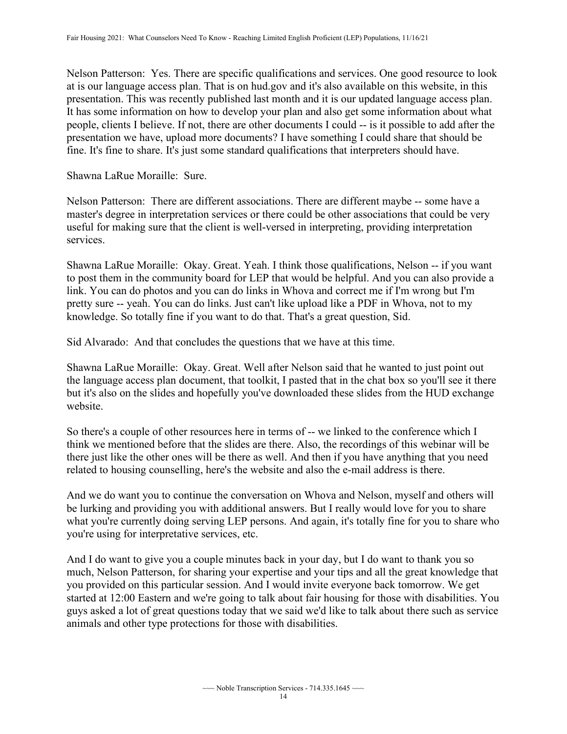Nelson Patterson: Yes. There are specific qualifications and services. One good resource to look at is our language access plan. That is on hud.gov and it's also available on this website, in this presentation. This was recently published last month and it is our updated language access plan. It has some information on how to develop your plan and also get some information about what people, clients I believe. If not, there are other documents I could -- is it possible to add after the presentation we have, upload more documents? I have something I could share that should be fine. It's fine to share. It's just some standard qualifications that interpreters should have.

Shawna LaRue Moraille: Sure.

Nelson Patterson: There are different associations. There are different maybe -- some have a master's degree in interpretation services or there could be other associations that could be very useful for making sure that the client is well-versed in interpreting, providing interpretation services.

Shawna LaRue Moraille: Okay. Great. Yeah. I think those qualifications, Nelson -- if you want to post them in the community board for LEP that would be helpful. And you can also provide a link. You can do photos and you can do links in Whova and correct me if I'm wrong but I'm pretty sure -- yeah. You can do links. Just can't like upload like a PDF in Whova, not to my knowledge. So totally fine if you want to do that. That's a great question, Sid.

Sid Alvarado: And that concludes the questions that we have at this time.

Shawna LaRue Moraille: Okay. Great. Well after Nelson said that he wanted to just point out the language access plan document, that toolkit, I pasted that in the chat box so you'll see it there but it's also on the slides and hopefully you've downloaded these slides from the HUD exchange website.

So there's a couple of other resources here in terms of -- we linked to the conference which I think we mentioned before that the slides are there. Also, the recordings of this webinar will be there just like the other ones will be there as well. And then if you have anything that you need related to housing counselling, here's the website and also the e-mail address is there.

And we do want you to continue the conversation on Whova and Nelson, myself and others will be lurking and providing you with additional answers. But I really would love for you to share what you're currently doing serving LEP persons. And again, it's totally fine for you to share who you're using for interpretative services, etc.

And I do want to give you a couple minutes back in your day, but I do want to thank you so much, Nelson Patterson, for sharing your expertise and your tips and all the great knowledge that you provided on this particular session. And I would invite everyone back tomorrow. We get started at 12:00 Eastern and we're going to talk about fair housing for those with disabilities. You guys asked a lot of great questions today that we said we'd like to talk about there such as service animals and other type protections for those with disabilities.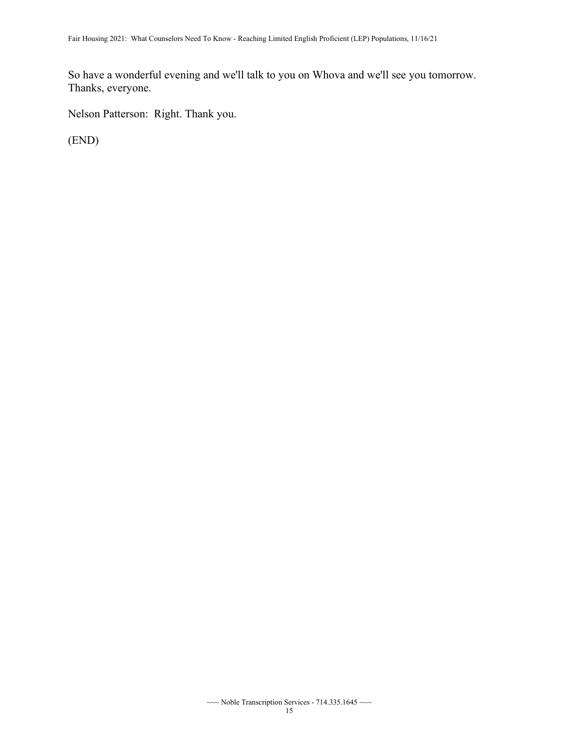So have a wonderful evening and we'll talk to you on Whova and we'll see you tomorrow. Thanks, everyone.

Nelson Patterson: Right. Thank you.

(END)